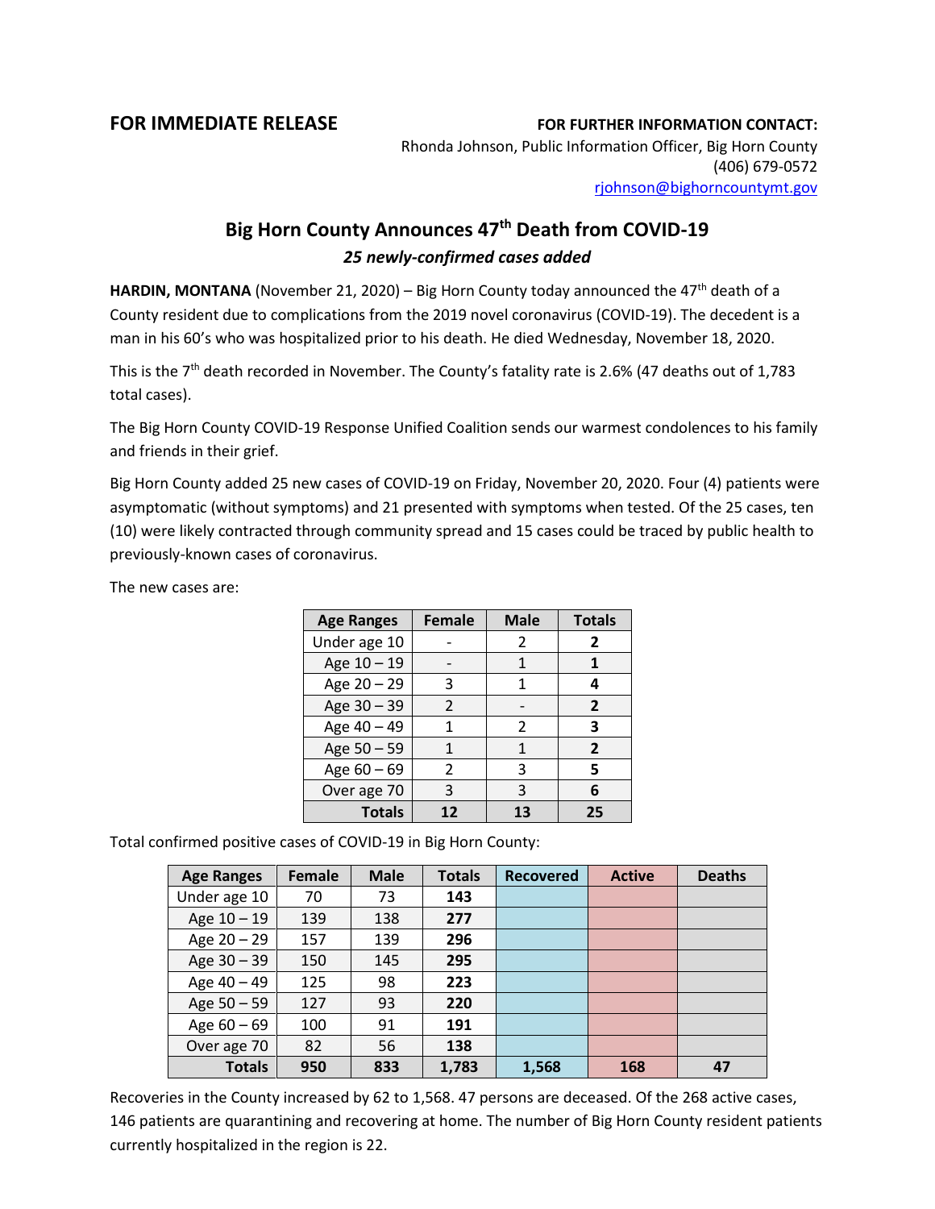**FOR IMMEDIATE RELEASE**

**FOR FURTHER INFORMATION CONTACT:**
Rhonda Johnson, Public Information Officer, Big Horn County
(406) 679-0572
rjohnson@bighorncountymt.gov

# Big Horn County Announces 47th Death from COVID-19

***25 newly-confirmed cases added***

**HARDIN, MONTANA** (November 21, 2020) – Big Horn County today announced the 47th death of a County resident due to complications from the 2019 novel coronavirus (COVID-19). The decedent is a man in his 60's who was hospitalized prior to his death. He died Wednesday, November 18, 2020.

This is the 7th death recorded in November. The County's fatality rate is 2.6% (47 deaths out of 1,783 total cases).

The Big Horn County COVID-19 Response Unified Coalition sends our warmest condolences to his family and friends in their grief.

Big Horn County added 25 new cases of COVID-19 on Friday, November 20, 2020. Four (4) patients were asymptomatic (without symptoms) and 21 presented with symptoms when tested. Of the 25 cases, ten (10) were likely contracted through community spread and 15 cases could be traced by public health to previously-known cases of coronavirus.

The new cases are:

| Age Ranges | Female | Male | Totals |
|---|---|---|---|
| Under age 10 | - | 2 | **2** |
| Age 10 – 19 | - | 1 | **1** |
| Age 20 – 29 | 3 | 1 | **4** |
| Age 30 – 39 | 2 | - | **2** |
| Age 40 – 49 | 1 | 2 | **3** |
| Age 50 – 59 | 1 | 1 | **2** |
| Age 60 – 69 | 2 | 3 | **5** |
| Over age 70 | 3 | 3 | **6** |
| **Totals** | **12** | **13** | **25** |

Total confirmed positive cases of COVID-19 in Big Horn County:

| Age Ranges | Female | Male | Totals | Recovered | Active | Deaths |
|---|---|---|---|---|---|---|
| Under age 10 | 70 | 73 | **143** | | | |
| Age 10 – 19 | 139 | 138 | **277** | | | |
| Age 20 – 29 | 157 | 139 | **296** | | | |
| Age 30 – 39 | 150 | 145 | **295** | | | |
| Age 40 – 49 | 125 | 98 | **223** | | | |
| Age 50 – 59 | 127 | 93 | **220** | | | |
| Age 60 – 69 | 100 | 91 | **191** | | | |
| Over age 70 | 82 | 56 | **138** | | | |
| **Totals** | **950** | **833** | **1,783** | **1,568** | **168** | **47** |

Recoveries in the County increased by 62 to 1,568. 47 persons are deceased. Of the 268 active cases, 146 patients are quarantining and recovering at home. The number of Big Horn County resident patients currently hospitalized in the region is 22.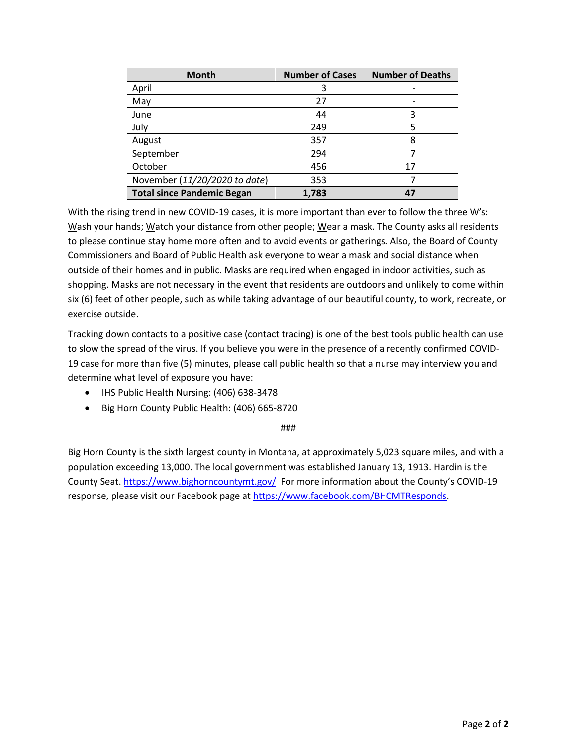| Month | Number of Cases | Number of Deaths |
|---|---|---|
| April | 3 | - |
| May | 27 | - |
| June | 44 | 3 |
| July | 249 | 5 |
| August | 357 | 8 |
| September | 294 | 7 |
| October | 456 | 17 |
| November (*11/20/2020 to date*) | 353 | 7 |
| **Total since Pandemic Began** | **1,783** | **47** |

With the rising trend in new COVID-19 cases, it is more important than ever to follow the three W's: Wash your hands; Watch your distance from other people; Wear a mask. The County asks all residents to please continue stay home more often and to avoid events or gatherings. Also, the Board of County Commissioners and Board of Public Health ask everyone to wear a mask and social distance when outside of their homes and in public. Masks are required when engaged in indoor activities, such as shopping. Masks are not necessary in the event that residents are outdoors and unlikely to come within six (6) feet of other people, such as while taking advantage of our beautiful county, to work, recreate, or exercise outside.

Tracking down contacts to a positive case (contact tracing) is one of the best tools public health can use to slow the spread of the virus. If you believe you were in the presence of a recently confirmed COVID-19 case for more than five (5) minutes, please call public health so that a nurse may interview you and determine what level of exposure you have:

- IHS Public Health Nursing: (406) 638-3478
- Big Horn County Public Health: (406) 665-8720

###

Big Horn County is the sixth largest county in Montana, at approximately 5,023 square miles, and with a population exceeding 13,000. The local government was established January 13, 1913. Hardin is the County Seat. https://www.bighorncountymt.gov/ For more information about the County's COVID-19 response, please visit our Facebook page at https://www.facebook.com/BHCMTResponds.